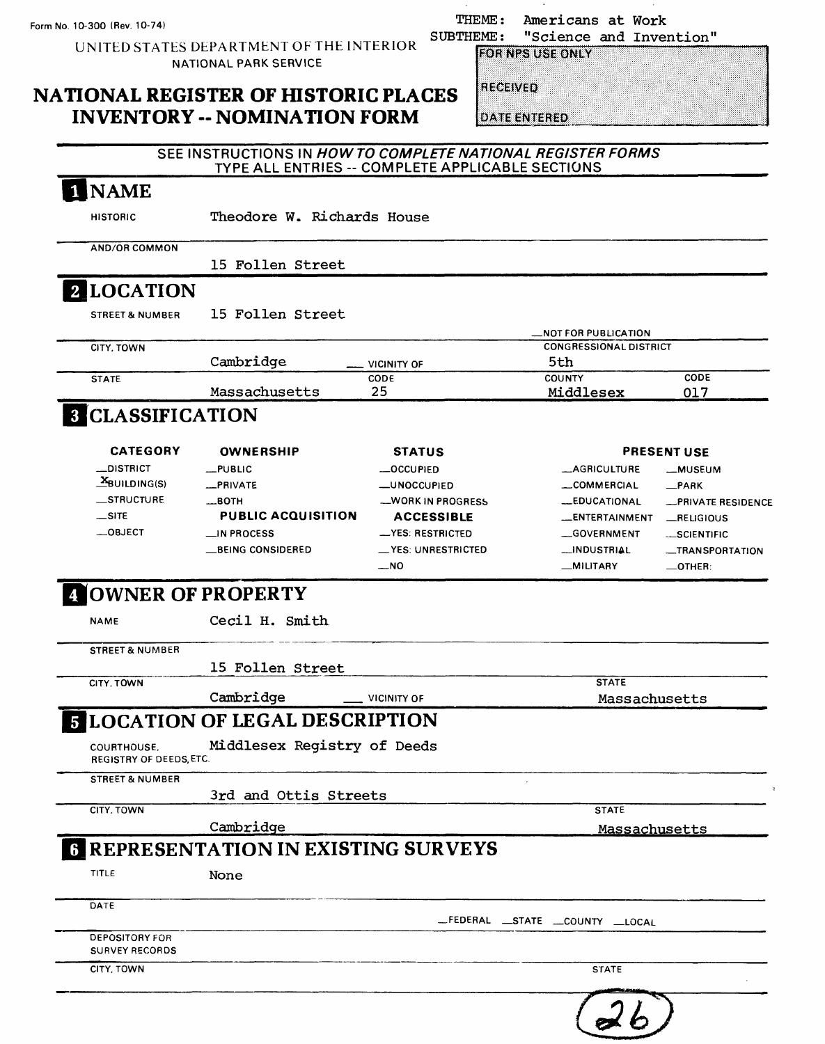Form No. 10-300 (Rev. 10-74)

UNITED STATES DEPARTMENT OF THE INTERIOR
NATIONAL PARK SERVICE

THEME: Americans at Work
SUBTHEME: "Science and Invention"

FOR NPS USE ONLY

RECEIVED

DATE ENTERED

# NATIONAL REGISTER OF HISTORIC PLACES INVENTORY -- NOMINATION FORM

SEE INSTRUCTIONS IN *HOW TO COMPLETE NATIONAL REGISTER FORMS*
TYPE ALL ENTRIES -- COMPLETE APPLICABLE SECTIONS

## 1 NAME

HISTORIC: Theodore W. Richards House

AND/OR COMMON: 15 Follen Street

## 2 LOCATION

STREET & NUMBER: 15 Follen Street

__NOT FOR PUBLICATION

CITY, TOWN: Cambridge __ VICINITY OF

CONGRESSIONAL DISTRICT: 5th

STATE: Massachusetts CODE: 25 COUNTY: Middlesex CODE: 017

## 3 CLASSIFICATION

| CATEGORY | OWNERSHIP | STATUS | PRESENT USE | |
|---|---|---|---|---|
| __DISTRICT | __PUBLIC | __OCCUPIED | __AGRICULTURE | __MUSEUM |
| X BUILDING(S) | __PRIVATE | __UNOCCUPIED | __COMMERCIAL | __PARK |
| __STRUCTURE | __BOTH | __WORK IN PROGRESS | __EDUCATIONAL | __PRIVATE RESIDENCE |
| __SITE | **PUBLIC ACQUISITION** | **ACCESSIBLE** | __ENTERTAINMENT | __RELIGIOUS |
| __OBJECT | __IN PROCESS | __YES: RESTRICTED | __GOVERNMENT | __SCIENTIFIC |
| | __BEING CONSIDERED | __YES: UNRESTRICTED | __INDUSTRIAL | __TRANSPORTATION |
| | | __NO | __MILITARY | __OTHER: |

## 4 OWNER OF PROPERTY

NAME: Cecil H. Smith

STREET & NUMBER: 15 Follen Street

CITY, TOWN: Cambridge __ VICINITY OF STATE: Massachusetts

## 5 LOCATION OF LEGAL DESCRIPTION

COURTHOUSE, REGISTRY OF DEEDS, ETC.: Middlesex Registry of Deeds

STREET & NUMBER: 3rd and Ottis Streets

CITY, TOWN: Cambridge STATE: Massachusetts

## 6 REPRESENTATION IN EXISTING SURVEYS

TITLE: None

DATE: __FEDERAL __STATE __COUNTY __LOCAL

DEPOSITORY FOR SURVEY RECORDS

CITY, TOWN STATE

26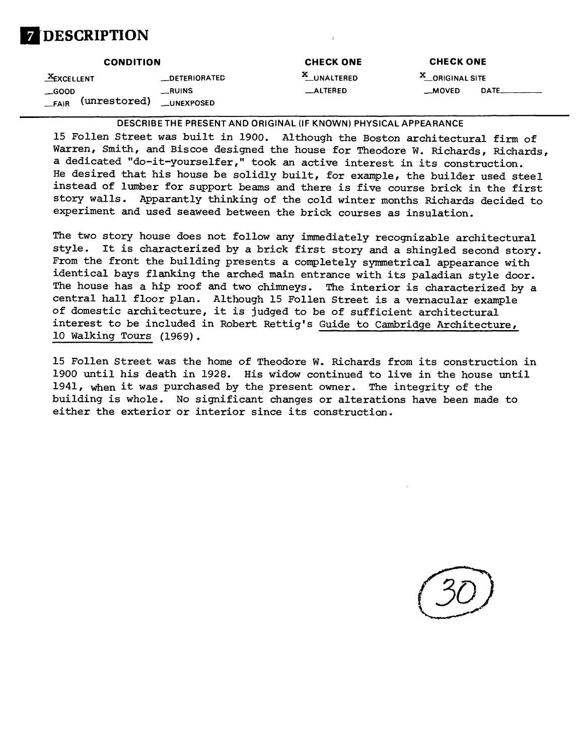# 7 DESCRIPTION

| CONDITION | | CHECK ONE | CHECK ONE |
|---|---|---|---|
| X EXCELLENT | __DETERIORATED | X UNALTERED | X ORIGINAL SITE |
| __GOOD | __RUINS | __ALTERED | __MOVED DATE______ |
| __FAIR (unrestored) | __UNEXPOSED | | |

DESCRIBE THE PRESENT AND ORIGINAL (IF KNOWN) PHYSICAL APPEARANCE

15 Follen Street was built in 1900. Although the Boston architectural firm of Warren, Smith, and Biscoe designed the house for Theodore W. Richards, Richards, a dedicated "do-it-yourselfer," took an active interest in its construction. He desired that his house be solidly built, for example, the builder used steel instead of lumber for support beams and there is five course brick in the first story walls. Apparently thinking of the cold winter months Richards decided to experiment and used seaweed between the brick courses as insulation.

The two story house does not follow any immediately recognizable architectural style. It is characterized by a brick first story and a shingled second story. From the front the building presents a completely symmetrical appearance with identical bays flanking the arched main entrance with its paladian style door. The house has a hip roof and two chimneys. The interior is characterized by a central hall floor plan. Although 15 Follen Street is a vernacular example of domestic architecture, it is judged to be of sufficient architectural interest to be included in Robert Rettig's Guide to Cambridge Architecture, 10 Walking Tours (1969).

15 Follen Street was the home of Theodore W. Richards from its construction in 1900 until his death in 1928. His widow continued to live in the house until 1941, when it was purchased by the present owner. The integrity of the building is whole. No significant changes or alterations have been made to either the exterior or interior since its construction.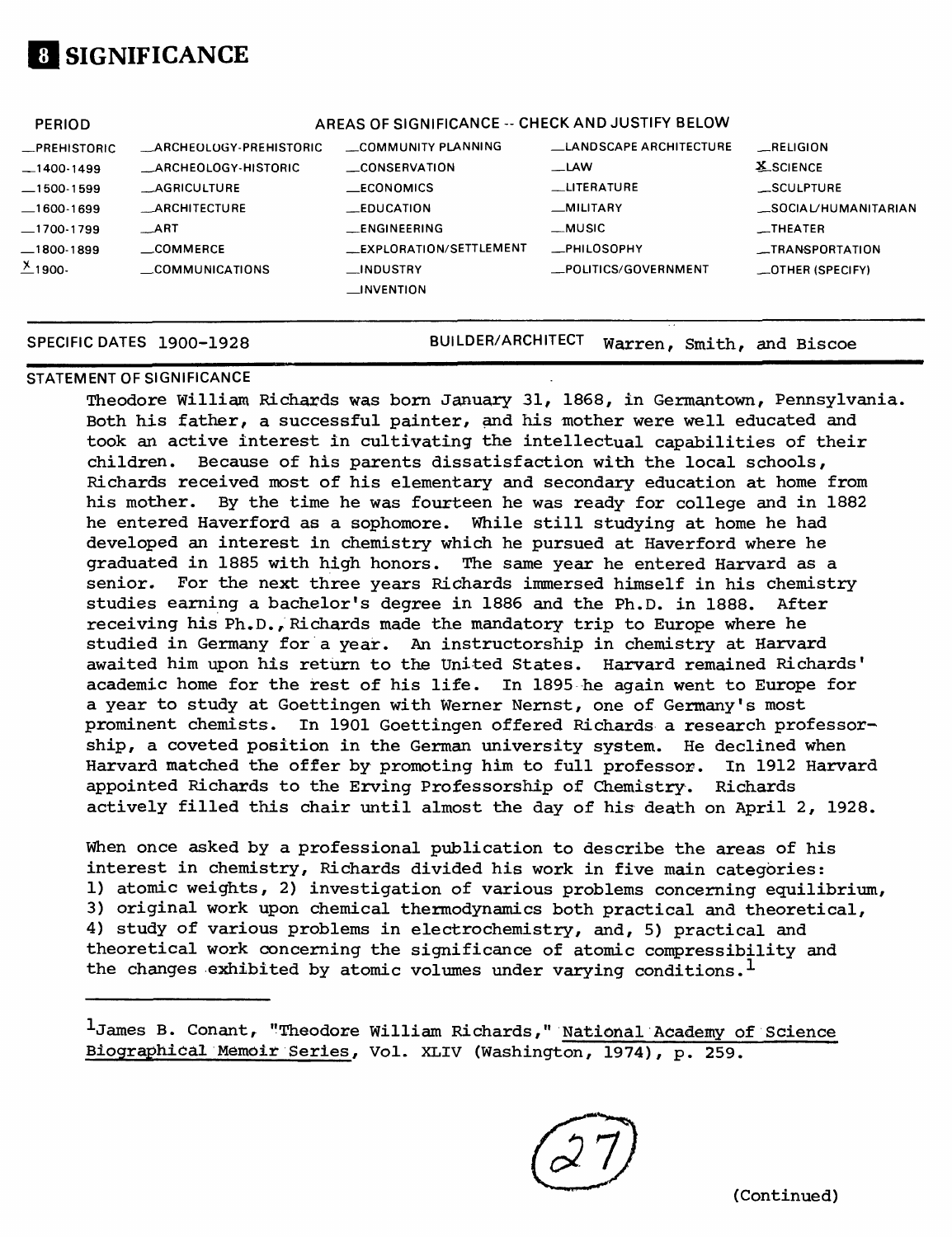# 8 SIGNIFICANCE

| PERIOD | AREAS OF SIGNIFICANCE -- CHECK AND JUSTIFY BELOW | | | |
|---|---|---|---|---|
| _PREHISTORIC | _ARCHEOLOGY-PREHISTORIC | _COMMUNITY PLANNING | _LANDSCAPE ARCHITECTURE | _RELIGION |
| _1400-1499 | _ARCHEOLOGY-HISTORIC | _CONSERVATION | _LAW | X SCIENCE |
| _1500-1599 | _AGRICULTURE | _ECONOMICS | _LITERATURE | _SCULPTURE |
| _1600-1699 | _ARCHITECTURE | _EDUCATION | _MILITARY | _SOCIAL/HUMANITARIAN |
| _1700-1799 | _ART | _ENGINEERING | _MUSIC | _THEATER |
| _1800-1899 | _COMMERCE | _EXPLORATION/SETTLEMENT | _PHILOSOPHY | _TRANSPORTATION |
| X 1900- | _COMMUNICATIONS | _INDUSTRY | _POLITICS/GOVERNMENT | _OTHER (SPECIFY) |
| | | _INVENTION | | |

SPECIFIC DATES 1900-1928 BUILDER/ARCHITECT Warren, Smith, and Biscoe

STATEMENT OF SIGNIFICANCE

Theodore William Richards was born January 31, 1868, in Germantown, Pennsylvania. Both his father, a successful painter, and his mother were well educated and took an active interest in cultivating the intellectual capabilities of their children. Because of his parents dissatisfaction with the local schools, Richards received most of his elementary and secondary education at home from his mother. By the time he was fourteen he was ready for college and in 1882 he entered Haverford as a sophomore. While still studying at home he had developed an interest in chemistry which he pursued at Haverford where he graduated in 1885 with high honors. The same year he entered Harvard as a senior. For the next three years Richards immersed himself in his chemistry studies earning a bachelor's degree in 1886 and the Ph.D. in 1888. After receiving his Ph.D., Richards made the mandatory trip to Europe where he studied in Germany for a year. An instructorship in chemistry at Harvard awaited him upon his return to the United States. Harvard remained Richards' academic home for the rest of his life. In 1895 he again went to Europe for a year to study at Goettingen with Werner Nernst, one of Germany's most prominent chemists. In 1901 Goettingen offered Richards a research professorship, a coveted position in the German university system. He declined when Harvard matched the offer by promoting him to full professor. In 1912 Harvard appointed Richards to the Erving Professorship of Chemistry. Richards actively filled this chair until almost the day of his death on April 2, 1928.

When once asked by a professional publication to describe the areas of his interest in chemistry, Richards divided his work in five main categories: 1) atomic weights, 2) investigation of various problems concerning equilibrium, 3) original work upon chemical thermodynamics both practical and theoretical, 4) study of various problems in electrochemistry, and, 5) practical and theoretical work concerning the significance of atomic compressibility and the changes exhibited by atomic volumes under varying conditions.[1]

[1]James B. Conant, "Theodore William Richards," National Academy of Science Biographical Memoir Series, Vol. XLIV (Washington, 1974), p. 259.

(Continued)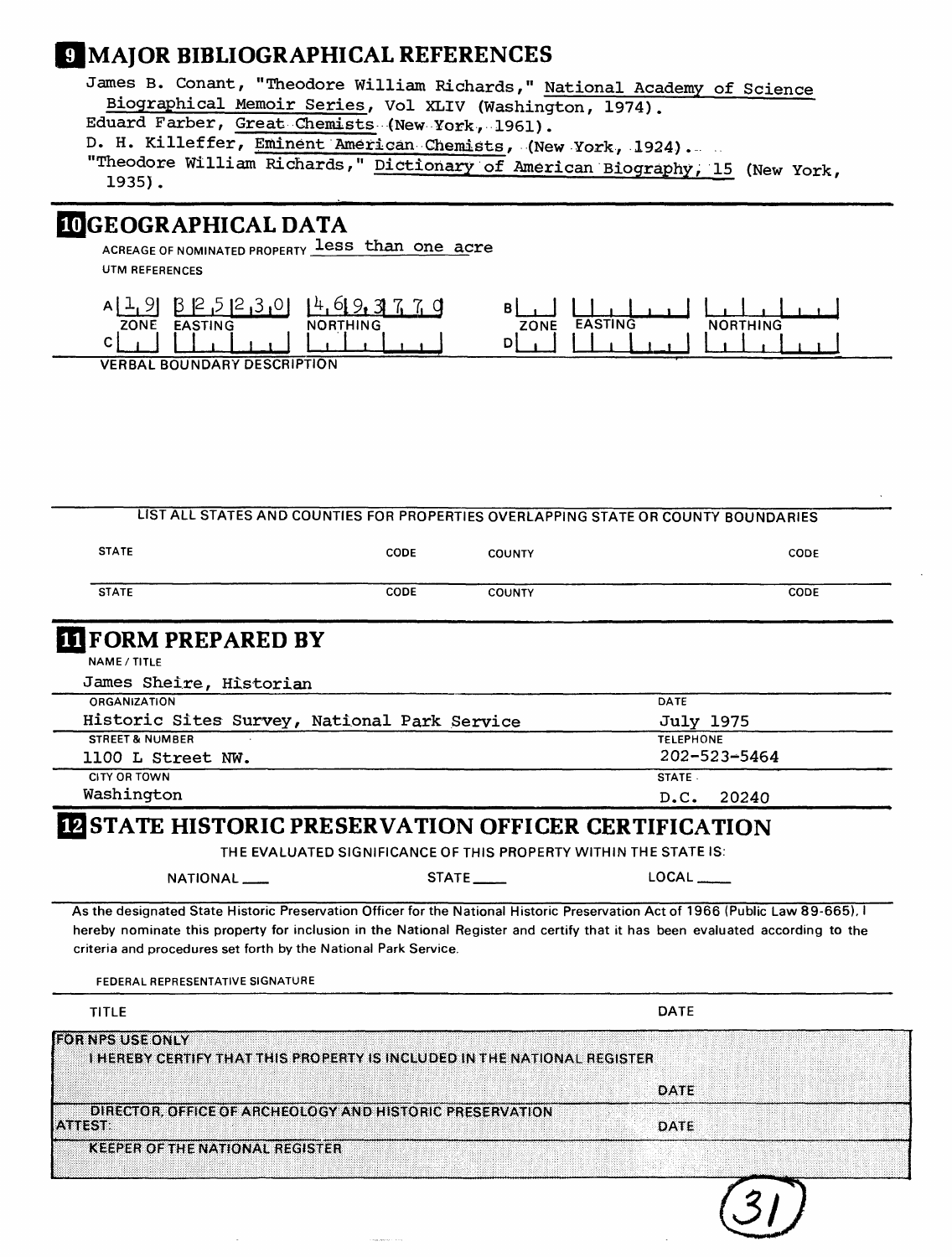## 9 MAJOR BIBLIOGRAPHICAL REFERENCES

James B. Conant, "Theodore William Richards," National Academy of Science Biographical Memoir Series, Vol XLIV (Washington, 1974).
Eduard Farber, Great Chemists (New York, 1961).
D. H. Killeffer, Eminent American Chemists, (New York, 1924).
"Theodore William Richards," Dictionary of American Biography, 15 (New York, 1935).

## 10 GEOGRAPHICAL DATA

ACREAGE OF NOMINATED PROPERTY less than one acre

UTM REFERENCES

| | ZONE | EASTING | NORTHING | | ZONE | EASTING | NORTHING |
|---|---|---|---|---|---|---|---|
| A | 19 | 325230 | 4693770 | B | | | |
| C | | | | D | | | |

VERBAL BOUNDARY DESCRIPTION

LIST ALL STATES AND COUNTIES FOR PROPERTIES OVERLAPPING STATE OR COUNTY BOUNDARIES

| STATE | CODE | COUNTY | CODE |
|---|---|---|---|
| STATE | CODE | COUNTY | CODE |

## 11 FORM PREPARED BY

NAME / TITLE
James Sheire, Historian

| ORGANIZATION | DATE |
|---|---|
| Historic Sites Survey, National Park Service | July 1975 |
| **STREET & NUMBER** | **TELEPHONE** |
| 1100 L Street NW. | 202-523-5464 |
| **CITY OR TOWN** | **STATE** |
| Washington | D.C. 20240 |

## 12 STATE HISTORIC PRESERVATION OFFICER CERTIFICATION

THE EVALUATED SIGNIFICANCE OF THIS PROPERTY WITHIN THE STATE IS:

NATIONAL ___ STATE ___ LOCAL ___

As the designated State Historic Preservation Officer for the National Historic Preservation Act of 1966 (Public Law 89-665), I hereby nominate this property for inclusion in the National Register and certify that it has been evaluated according to the criteria and procedures set forth by the National Park Service.

FEDERAL REPRESENTATIVE SIGNATURE

TITLE DATE

FOR NPS USE ONLY
I HEREBY CERTIFY THAT THIS PROPERTY IS INCLUDED IN THE NATIONAL REGISTER

DATE

DIRECTOR, OFFICE OF ARCHEOLOGY AND HISTORIC PRESERVATION

ATTEST: DATE

KEEPER OF THE NATIONAL REGISTER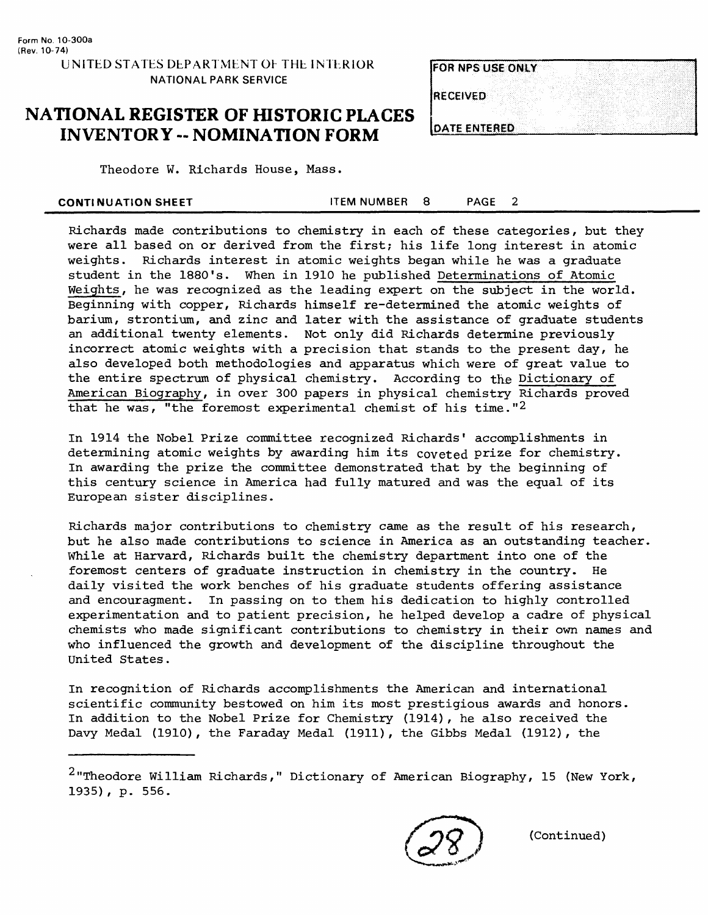Theodore W. Richards House, Mass.

**CONTINUATION SHEET** ITEM NUMBER 8 PAGE 2

Richards made contributions to chemistry in each of these categories, but they were all based on or derived from the first; his life long interest in atomic weights. Richards interest in atomic weights began while he was a graduate student in the 1880's. When in 1910 he published Determinations of Atomic Weights, he was recognized as the leading expert on the subject in the world. Beginning with copper, Richards himself re-determined the atomic weights of barium, strontium, and zinc and later with the assistance of graduate students an additional twenty elements. Not only did Richards determine previously incorrect atomic weights with a precision that stands to the present day, he also developed both methodologies and apparatus which were of great value to the entire spectrum of physical chemistry. According to the Dictionary of American Biography, in over 300 papers in physical chemistry Richards proved that he was, "the foremost experimental chemist of his time."[2]

In 1914 the Nobel Prize committee recognized Richards' accomplishments in determining atomic weights by awarding him its coveted prize for chemistry. In awarding the prize the committee demonstrated that by the beginning of this century science in America had fully matured and was the equal of its European sister disciplines.

Richards major contributions to chemistry came as the result of his research, but he also made contributions to science in America as an outstanding teacher. While at Harvard, Richards built the chemistry department into one of the foremost centers of graduate instruction in chemistry in the country. He daily visited the work benches of his graduate students offering assistance and encouragment. In passing on to them his dedication to highly controlled experimentation and to patient precision, he helped develop a cadre of physical chemists who made significant contributions to chemistry in their own names and who influenced the growth and development of the discipline throughout the United States.

In recognition of Richards accomplishments the American and international scientific community bestowed on him its most prestigious awards and honors. In addition to the Nobel Prize for Chemistry (1914), he also received the Davy Medal (1910), the Faraday Medal (1911), the Gibbs Medal (1912), the

---

[2] "Theodore William Richards," Dictionary of American Biography, 15 (New York, 1935), p. 556.

(Continued)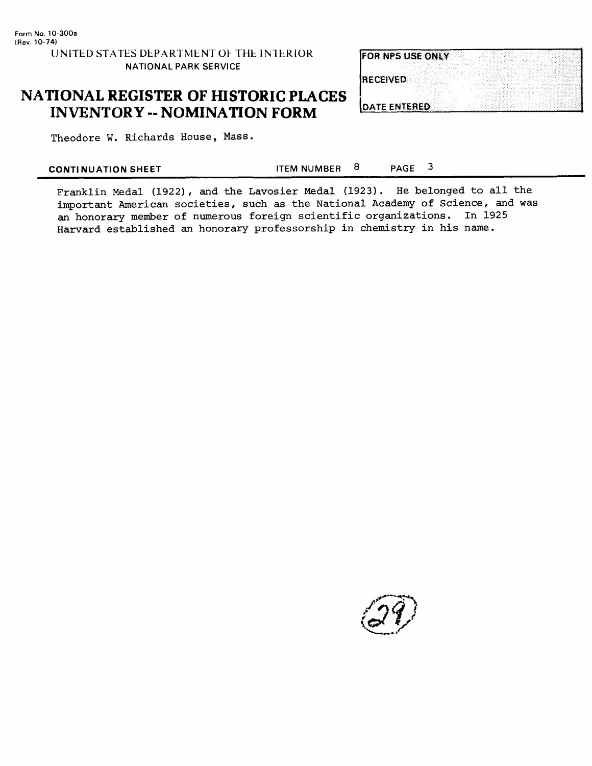Form No. 10-300a
(Rev. 10-74)

UNITED STATES DEPARTMENT OF THE INTERIOR
NATIONAL PARK SERVICE

# NATIONAL REGISTER OF HISTORIC PLACES INVENTORY -- NOMINATION FORM

| FOR NPS USE ONLY |
| --- |
| RECEIVED |
| DATE ENTERED |

Theodore W. Richards House, Mass.

**CONTINUATION SHEET** ITEM NUMBER 8 PAGE 3

Franklin Medal (1922), and the Lavosier Medal (1923). He belonged to all the important American societies, such as the National Academy of Science, and was an honorary member of numerous foreign scientific organizations. In 1925 Harvard established an honorary professorship in chemistry in his name.

(29)